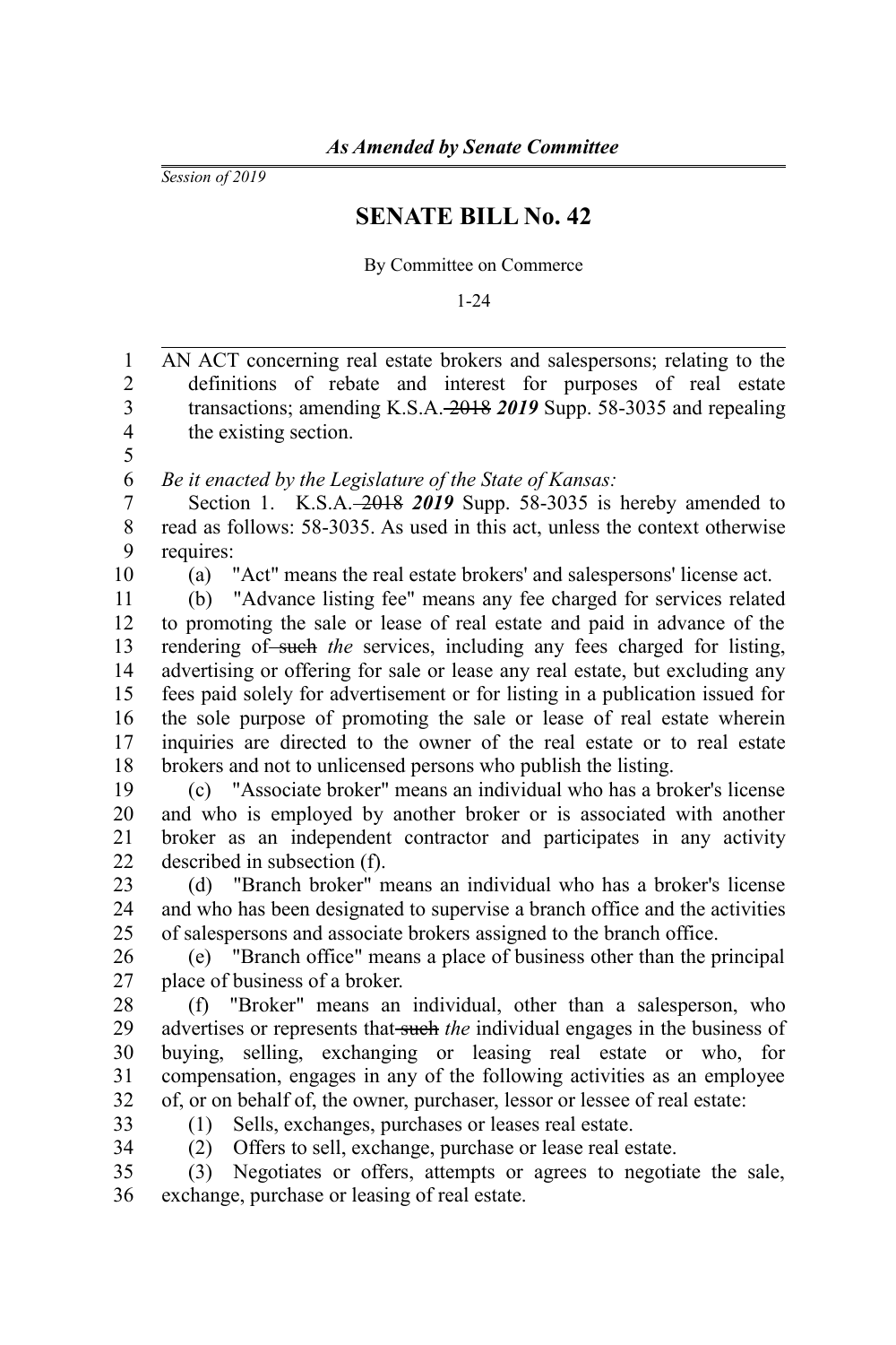*As Amended by Senate Committee*

*Session of 2019*

# SENATE BILL No. 42

By Committee on Commerce

1-24

AN ACT concerning real estate brokers and salespersons; relating to the definitions of rebate and interest for purposes of real estate transactions; amending K.S.A. ~~2018~~ ***2019*** Supp. 58-3035 and repealing the existing section.

*Be it enacted by the Legislature of the State of Kansas:*

Section 1. K.S.A. ~~2018~~ ***2019*** Supp. 58-3035 is hereby amended to read as follows: 58-3035. As used in this act, unless the context otherwise requires:

(a) "Act" means the real estate brokers' and salespersons' license act.

(b) "Advance listing fee" means any fee charged for services related to promoting the sale or lease of real estate and paid in advance of the rendering of ~~such~~ *the* services, including any fees charged for listing, advertising or offering for sale or lease any real estate, but excluding any fees paid solely for advertisement or for listing in a publication issued for the sole purpose of promoting the sale or lease of real estate wherein inquiries are directed to the owner of the real estate or to real estate brokers and not to unlicensed persons who publish the listing.

(c) "Associate broker" means an individual who has a broker's license and who is employed by another broker or is associated with another broker as an independent contractor and participates in any activity described in subsection (f).

(d) "Branch broker" means an individual who has a broker's license and who has been designated to supervise a branch office and the activities of salespersons and associate brokers assigned to the branch office.

(e) "Branch office" means a place of business other than the principal place of business of a broker.

(f) "Broker" means an individual, other than a salesperson, who advertises or represents that ~~such~~ *the* individual engages in the business of buying, selling, exchanging or leasing real estate or who, for compensation, engages in any of the following activities as an employee of, or on behalf of, the owner, purchaser, lessor or lessee of real estate:

(1) Sells, exchanges, purchases or leases real estate.

(2) Offers to sell, exchange, purchase or lease real estate.

(3) Negotiates or offers, attempts or agrees to negotiate the sale, exchange, purchase or leasing of real estate.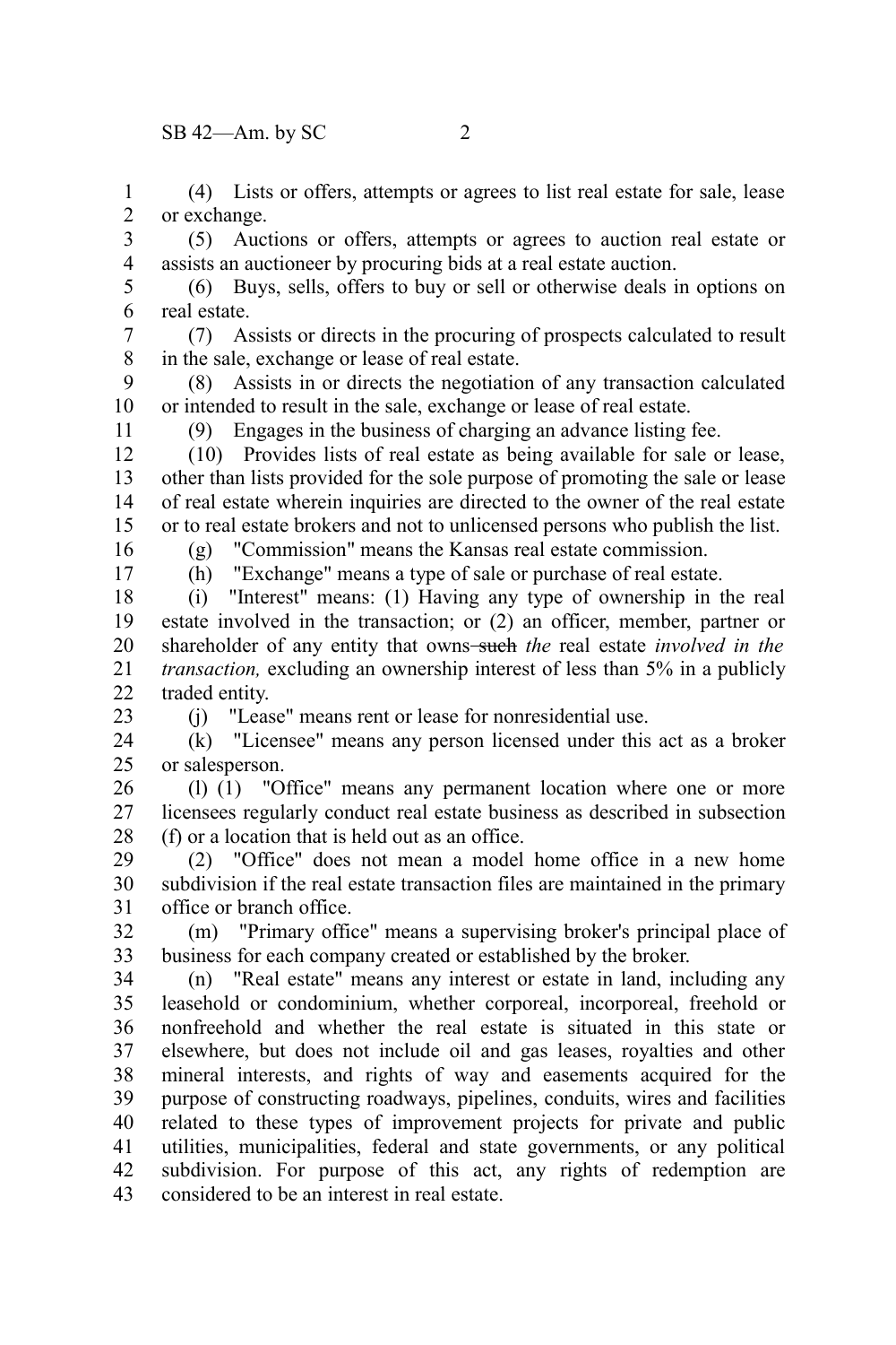(4) Lists or offers, attempts or agrees to list real estate for sale, lease or exchange.

(5) Auctions or offers, attempts or agrees to auction real estate or assists an auctioneer by procuring bids at a real estate auction.

(6) Buys, sells, offers to buy or sell or otherwise deals in options on real estate.

(7) Assists or directs in the procuring of prospects calculated to result in the sale, exchange or lease of real estate.

(8) Assists in or directs the negotiation of any transaction calculated or intended to result in the sale, exchange or lease of real estate.

(9) Engages in the business of charging an advance listing fee.

(10) Provides lists of real estate as being available for sale or lease, other than lists provided for the sole purpose of promoting the sale or lease of real estate wherein inquiries are directed to the owner of the real estate or to real estate brokers and not to unlicensed persons who publish the list.

(g) "Commission" means the Kansas real estate commission.

(h) "Exchange" means a type of sale or purchase of real estate.

(i) "Interest" means: (1) Having any type of ownership in the real estate involved in the transaction; or (2) an officer, member, partner or shareholder of any entity that owns ~~such~~ *the* real estate *involved in the transaction,* excluding an ownership interest of less than 5% in a publicly traded entity.

(j) "Lease" means rent or lease for nonresidential use.

(k) "Licensee" means any person licensed under this act as a broker or salesperson.

(l) (1) "Office" means any permanent location where one or more licensees regularly conduct real estate business as described in subsection (f) or a location that is held out as an office.

(2) "Office" does not mean a model home office in a new home subdivision if the real estate transaction files are maintained in the primary office or branch office.

(m) "Primary office" means a supervising broker's principal place of business for each company created or established by the broker.

(n) "Real estate" means any interest or estate in land, including any leasehold or condominium, whether corporeal, incorporeal, freehold or nonfreehold and whether the real estate is situated in this state or elsewhere, but does not include oil and gas leases, royalties and other mineral interests, and rights of way and easements acquired for the purpose of constructing roadways, pipelines, conduits, wires and facilities related to these types of improvement projects for private and public utilities, municipalities, federal and state governments, or any political subdivision. For purpose of this act, any rights of redemption are considered to be an interest in real estate.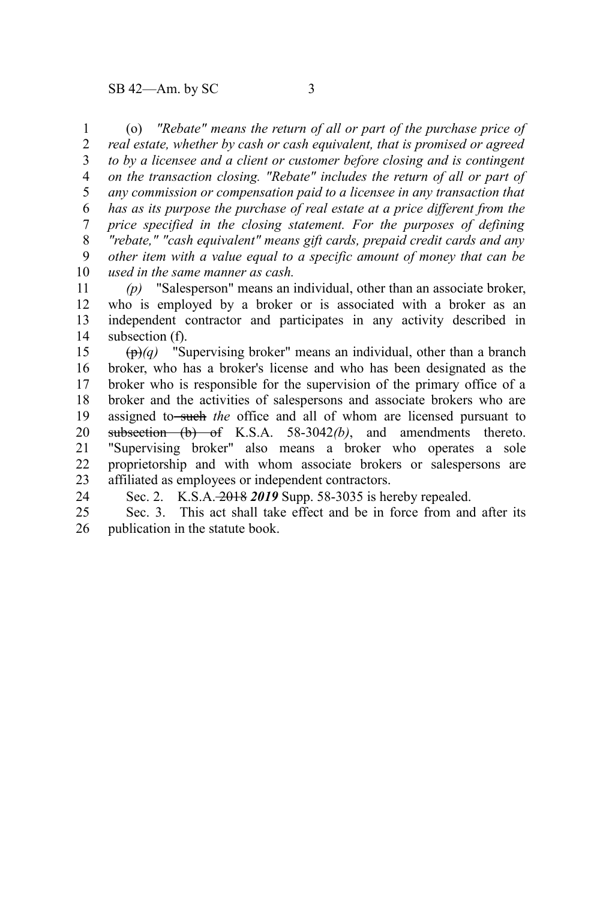(o) *"Rebate" means the return of all or part of the purchase price of real estate, whether by cash or cash equivalent, that is promised or agreed to by a licensee and a client or customer before closing and is contingent on the transaction closing. "Rebate" includes the return of all or part of any commission or compensation paid to a licensee in any transaction that has as its purpose the purchase of real estate at a price different from the price specified in the closing statement. For the purposes of defining "rebate," "cash equivalent" means gift cards, prepaid credit cards and any other item with a value equal to a specific amount of money that can be used in the same manner as cash.*

*(p)* "Salesperson" means an individual, other than an associate broker, who is employed by a broker or is associated with a broker as an independent contractor and participates in any activity described in subsection (f).

~~(p)~~*(q)* "Supervising broker" means an individual, other than a branch broker, who has a broker's license and who has been designated as the broker who is responsible for the supervision of the primary office of a broker and the activities of salespersons and associate brokers who are assigned to ~~such~~ *the* office and all of whom are licensed pursuant to ~~subsection (b) of~~ K.S.A. 58-3042*(b)*, and amendments thereto. "Supervising broker" also means a broker who operates a sole proprietorship and with whom associate brokers or salespersons are affiliated as employees or independent contractors.

Sec. 2. K.S.A. ~~2018~~ ***2019*** Supp. 58-3035 is hereby repealed.

Sec. 3. This act shall take effect and be in force from and after its publication in the statute book.